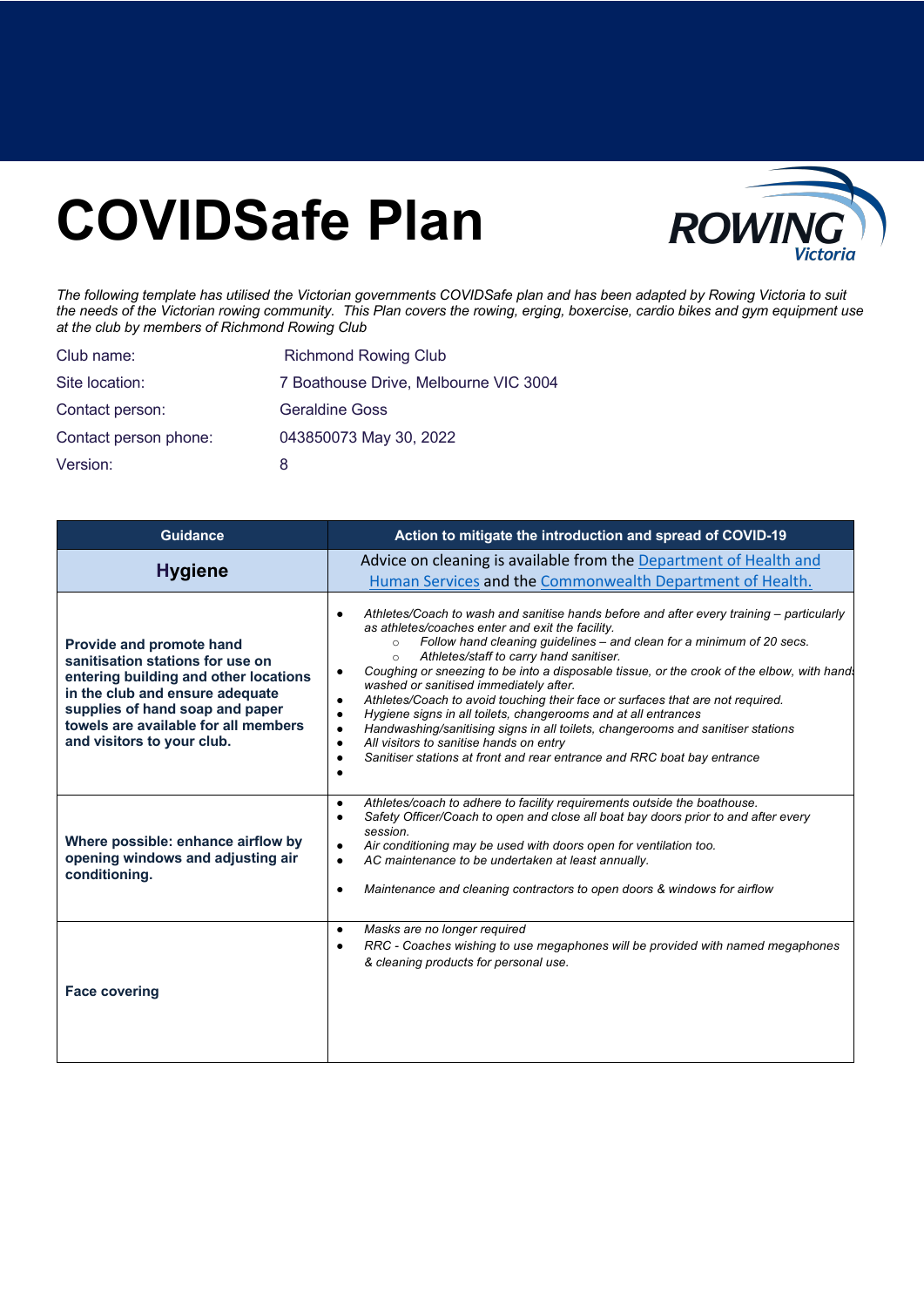# COVIDSafe Plan

*The following template has utilised the Victorian governments COVIDSafe plan and has been adapted by Rowing Victoria to suit the needs of the Victorian rowing community. This Plan covers the rowing, erging, boxercise, cardio bikes and gym equipment use at the club by members of Richmond Rowing Club*

| | |
|---|---|
| Club name: | Richmond Rowing Club |
| Site location: | 7 Boathouse Drive, Melbourne VIC 3004 |
| Contact person: | Geraldine Goss |
| Contact person phone: | 043850073 May 30, 2022 |
| Version: | 8 |

| Guidance | Action to mitigate the introduction and spread of COVID-19 |
|---|---|
| **Hygiene** | Advice on cleaning is available from the Department of Health and Human Services and the Commonwealth Department of Health. |
| **Provide and promote hand sanitisation stations for use on entering building and other locations in the club and ensure adequate supplies of hand soap and paper towels are available for all members and visitors to your club.** | • *Athletes/Coach to wash and sanitise hands before and after every training – particularly as athletes/coaches enter and exit the facility.*<br>&nbsp;&nbsp;&nbsp;&nbsp;○ *Follow hand cleaning guidelines – and clean for a minimum of 20 secs.*<br>&nbsp;&nbsp;&nbsp;&nbsp;○ *Athletes/staff to carry hand sanitiser.*<br>• *Coughing or sneezing to be into a disposable tissue, or the crook of the elbow, with hands washed or sanitised immediately after.*<br>• *Athletes/Coach to avoid touching their face or surfaces that are not required.*<br>• *Hygiene signs in all toilets, changerooms and at all entrances*<br>• *Handwashing/sanitising signs in all toilets, changerooms and sanitiser stations*<br>• *All visitors to sanitise hands on entry*<br>• *Sanitiser stations at front and rear entrance and RRC boat bay entrance*<br>• |
| **Where possible: enhance airflow by opening windows and adjusting air conditioning.** | • *Athletes/coach to adhere to facility requirements outside the boathouse.*<br>• *Safety Officer/Coach to open and close all boat bay doors prior to and after every session.*<br>• *Air conditioning may be used with doors open for ventilation too.*<br>• *AC maintenance to be undertaken at least annually.*<br>• *Maintenance and cleaning contractors to open doors & windows for airflow* |
| **Face covering** | • *Masks are no longer required*<br>• *RRC - Coaches wishing to use megaphones will be provided with named megaphones & cleaning products for personal use.* |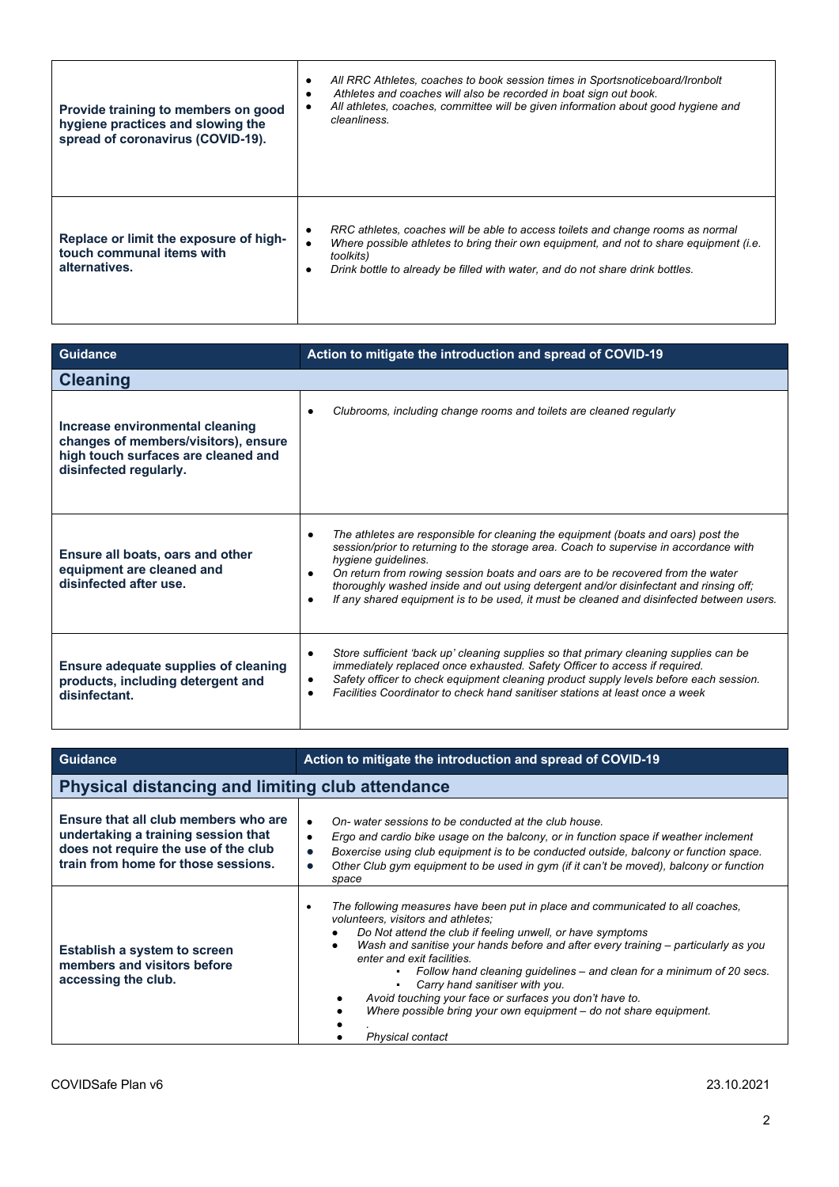| | |
|---|---|
| **Provide training to members on good hygiene practices and slowing the spread of coronavirus (COVID-19).** | • *All RRC Athletes, coaches to book session times in Sportsnoticeboard/Ironbolt*<br>• *Athletes and coaches will also be recorded in boat sign out book.*<br>• *All athletes, coaches, committee will be given information about good hygiene and cleanliness.* |
| **Replace or limit the exposure of high-touch communal items with alternatives.** | • *RRC athletes, coaches will be able to access toilets and change rooms as normal*<br>• *Where possible athletes to bring their own equipment, and not to share equipment (i.e. toolkits)*<br>• *Drink bottle to already be filled with water, and do not share drink bottles.* |

| Guidance | Action to mitigate the introduction and spread of COVID-19 |
|---|---|
| **Cleaning** | |
| **Increase environmental cleaning changes of members/visitors), ensure high touch surfaces are cleaned and disinfected regularly.** | • *Clubrooms, including change rooms and toilets are cleaned regularly* |
| **Ensure all boats, oars and other equipment are cleaned and disinfected after use.** | • *The athletes are responsible for cleaning the equipment (boats and oars) post the session/prior to returning to the storage area. Coach to supervise in accordance with hygiene guidelines.*<br>• *On return from rowing session boats and oars are to be recovered from the water thoroughly washed inside and out using detergent and/or disinfectant and rinsing off;*<br>• *If any shared equipment is to be used, it must be cleaned and disinfected between users.* |
| **Ensure adequate supplies of cleaning products, including detergent and disinfectant.** | • *Store sufficient 'back up' cleaning supplies so that primary cleaning supplies can be immediately replaced once exhausted. Safety Officer to access if required.*<br>• *Safety officer to check equipment cleaning product supply levels before each session.*<br>• *Facilities Coordinator to check hand sanitiser stations at least once a week* |

| Guidance | Action to mitigate the introduction and spread of COVID-19 |
|---|---|
| **Physical distancing and limiting club attendance** | |
| **Ensure that all club members who are undertaking a training session that does not require the use of the club train from home for those sessions.** | • *On- water sessions to be conducted at the club house.*<br>• *Ergo and cardio bike usage on the balcony, or in function space if weather inclement*<br>• *Boxercise using club equipment is to be conducted outside, balcony or function space.*<br>• *Other Club gym equipment to be used in gym (if it can't be moved), balcony or function space* |
| **Establish a system to screen members and visitors before accessing the club.** | • *The following measures have been put in place and communicated to all coaches, volunteers, visitors and athletes;*<br>&nbsp;&nbsp;• *Do Not attend the club if feeling unwell, or have symptoms*<br>&nbsp;&nbsp;• *Wash and sanitise your hands before and after every training – particularly as you enter and exit facilities.*<br>&nbsp;&nbsp;&nbsp;&nbsp;▪ *Follow hand cleaning guidelines – and clean for a minimum of 20 secs.*<br>&nbsp;&nbsp;&nbsp;&nbsp;▪ *Carry hand sanitiser with you.*<br>&nbsp;&nbsp;• *Avoid touching your face or surfaces you don't have to.*<br>&nbsp;&nbsp;• *Where possible bring your own equipment – do not share equipment.*<br>&nbsp;&nbsp;• *.*<br>&nbsp;&nbsp;• *Physical contact* |

COVIDSafe Plan v6 23.10.2021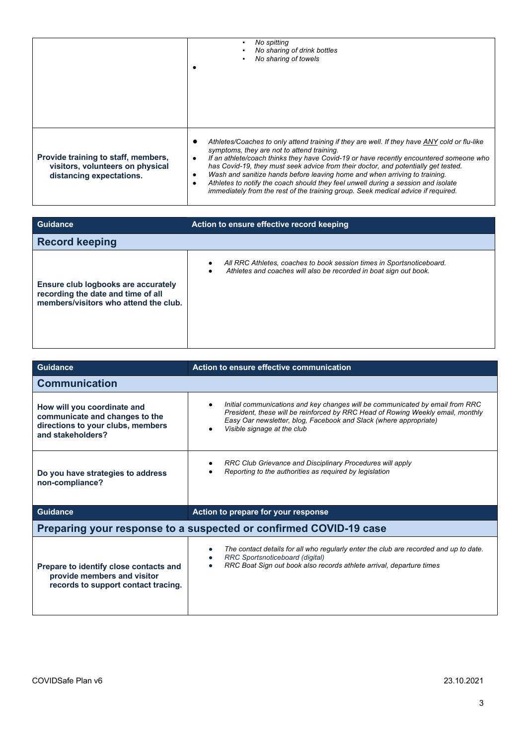| | |
|---|---|
| | - *No spitting*<br>- *No sharing of drink bottles*<br>- *No sharing of towels* |
| **Provide training to staff, members, visitors, volunteers on physical distancing expectations.** | - *Athletes/Coaches to only attend training if they are well. If they have ANY cold or flu-like symptoms, they are not to attend training.*<br>- *If an athlete/coach thinks they have Covid-19 or have recently encountered someone who has Covid-19, they must seek advice from their doctor, and potentially get tested.*<br>- *Wash and sanitize hands before leaving home and when arriving to training.*<br>- *Athletes to notify the coach should they feel unwell during a session and isolate immediately from the rest of the training group. Seek medical advice if required.* |

| Guidance | Action to ensure effective record keeping |
|---|---|
| **Record keeping** | |
| **Ensure club logbooks are accurately recording the date and time of all members/visitors who attend the club.** | - *All RRC Athletes, coaches to book session times in Sportsnoticeboard.*<br>- *Athletes and coaches will also be recorded in boat sign out book.* |

| Guidance | Action to ensure effective communication |
|---|---|
| **Communication** | |
| **How will you coordinate and communicate and changes to the directions to your clubs, members and stakeholders?** | - *Initial communications and key changes will be communicated by email from RRC President, these will be reinforced by RRC Head of Rowing Weekly email, monthly Easy Oar newsletter, blog, Facebook and Slack (where appropriate)*<br>- *Visible signage at the club* |
| **Do you have strategies to address non-compliance?** | - *RRC Club Grievance and Disciplinary Procedures will apply*<br>- *Reporting to the authorities as required by legislation* |

| Guidance | Action to prepare for your response |
|---|---|
| **Preparing your response to a suspected or confirmed COVID-19 case** | |
| **Prepare to identify close contacts and provide members and visitor records to support contact tracing.** | - *The contact details for all who regularly enter the club are recorded and up to date.*<br>- *RRC Sportsnoticeboard (digital)*<br>- *RRC Boat Sign out book also records athlete arrival, departure times* |

COVIDSafe Plan v6 23.10.2021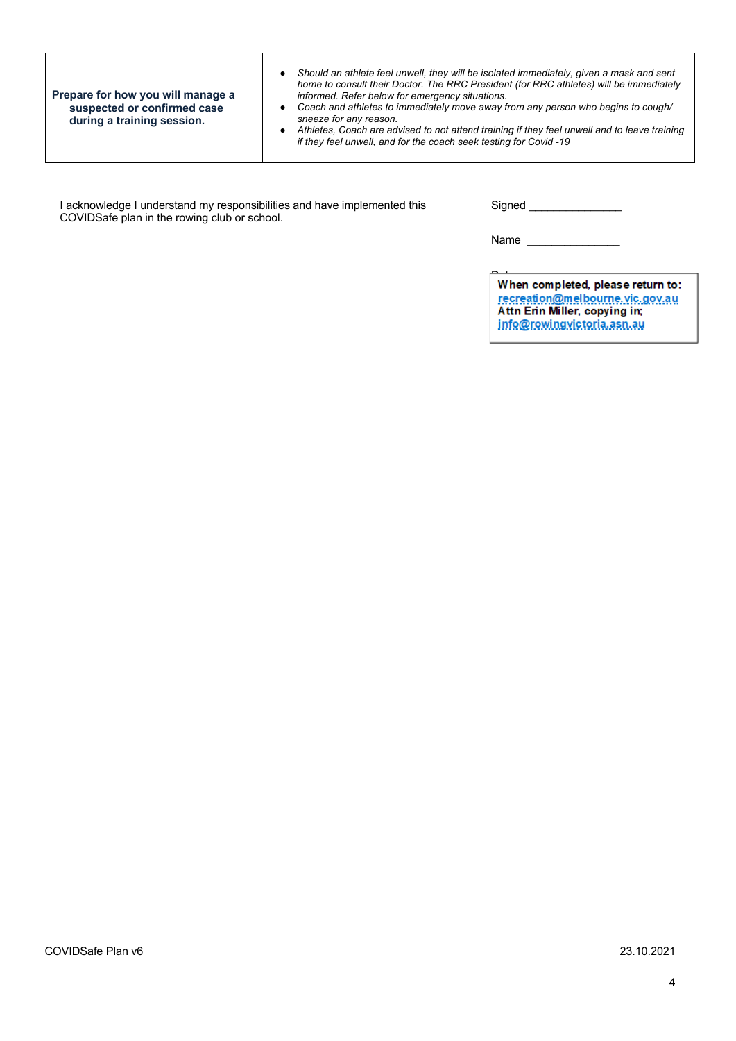| | |
|---|---|
| **Prepare for how you will manage a suspected or confirmed case during a training session.** | • *Should an athlete feel unwell, they will be isolated immediately, given a mask and sent home to consult their Doctor. The RRC President (for RRC athletes) will be immediately informed. Refer below for emergency situations.*<br>• *Coach and athletes to immediately move away from any person who begins to cough/ sneeze for any reason.*<br>• *Athletes, Coach are advised to not attend training if they feel unwell and to leave training if they feel unwell, and for the coach seek testing for Covid -19* |

I acknowledge I understand my responsibilities and have implemented this COVIDSafe plan in the rowing club or school.

Signed _______________

Name _______________

Date

**When completed, please return to:**
**recreation@melbourne.vic.gov.au**
**Attn Erin Miller, copying in;**
**info@rowingvictoria.asn.au**

COVIDSafe Plan v6 23.10.2021